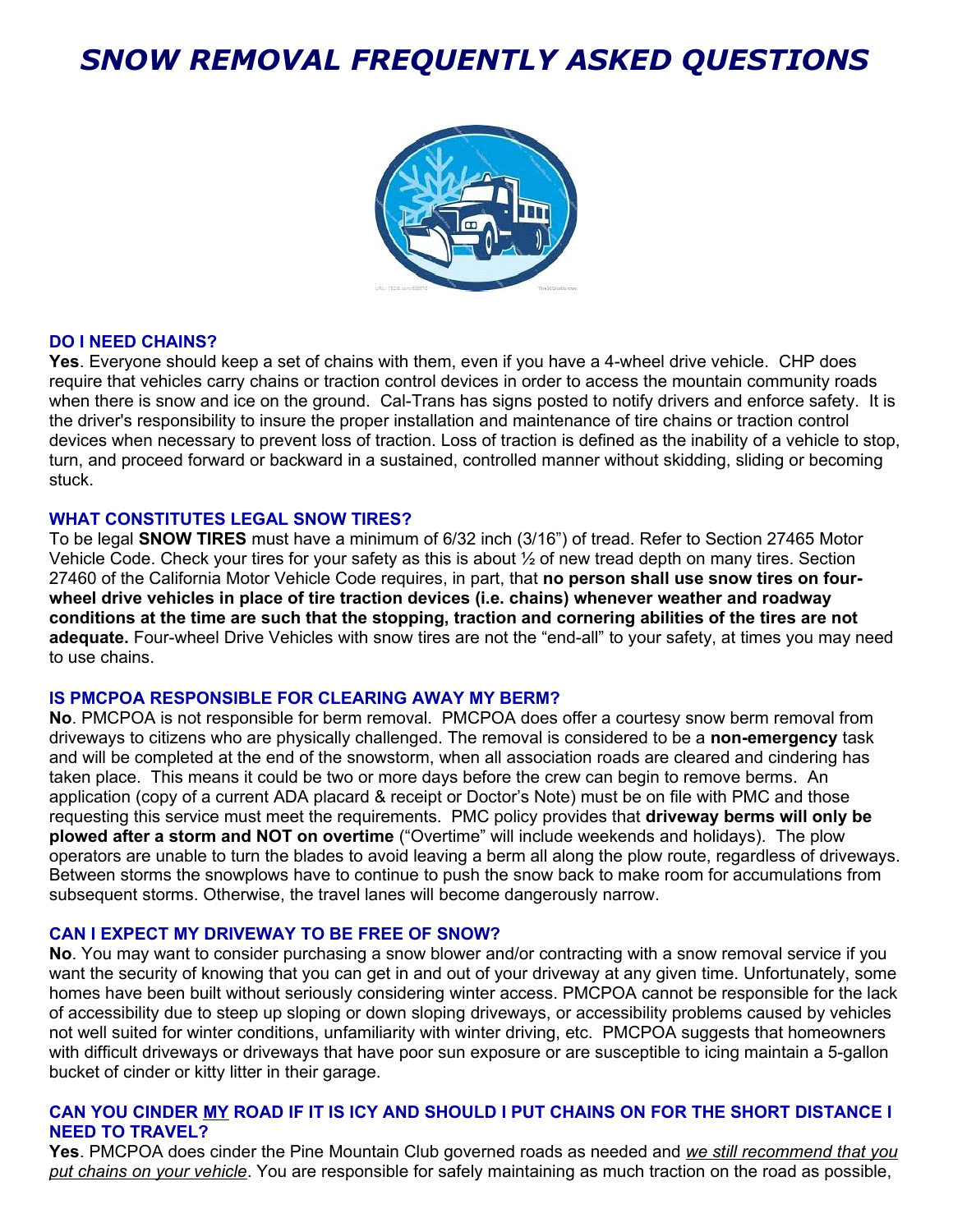# *SNOW REMOVAL FREQUENTLY ASKED QUESTIONS*

### DO I NEED CHAINS?

**Yes**. Everyone should keep a set of chains with them, even if you have a 4-wheel drive vehicle. CHP does require that vehicles carry chains or traction control devices in order to access the mountain community roads when there is snow and ice on the ground. Cal-Trans has signs posted to notify drivers and enforce safety. It is the driver's responsibility to insure the proper installation and maintenance of tire chains or traction control devices when necessary to prevent loss of traction. Loss of traction is defined as the inability of a vehicle to stop, turn, and proceed forward or backward in a sustained, controlled manner without skidding, sliding or becoming stuck.

### WHAT CONSTITUTES LEGAL SNOW TIRES?

To be legal **SNOW TIRES** must have a minimum of 6/32 inch (3/16") of tread. Refer to Section 27465 Motor Vehicle Code. Check your tires for your safety as this is about ½ of new tread depth on many tires. Section 27460 of the California Motor Vehicle Code requires, in part, that **no person shall use snow tires on four-wheel drive vehicles in place of tire traction devices (i.e. chains) whenever weather and roadway conditions at the time are such that the stopping, traction and cornering abilities of the tires are not adequate.** Four-wheel Drive Vehicles with snow tires are not the "end-all" to your safety, at times you may need to use chains.

### IS PMCPOA RESPONSIBLE FOR CLEARING AWAY MY BERM?

**No**. PMCPOA is not responsible for berm removal. PMCPOA does offer a courtesy snow berm removal from driveways to citizens who are physically challenged. The removal is considered to be a **non-emergency** task and will be completed at the end of the snowstorm, when all association roads are cleared and cindering has taken place. This means it could be two or more days before the crew can begin to remove berms. An application (copy of a current ADA placard & receipt or Doctor's Note) must be on file with PMC and those requesting this service must meet the requirements. PMC policy provides that **driveway berms will only be plowed after a storm and NOT on overtime** ("Overtime" will include weekends and holidays). The plow operators are unable to turn the blades to avoid leaving a berm all along the plow route, regardless of driveways. Between storms the snowplows have to continue to push the snow back to make room for accumulations from subsequent storms. Otherwise, the travel lanes will become dangerously narrow.

### CAN I EXPECT MY DRIVEWAY TO BE FREE OF SNOW?

**No**. You may want to consider purchasing a snow blower and/or contracting with a snow removal service if you want the security of knowing that you can get in and out of your driveway at any given time. Unfortunately, some homes have been built without seriously considering winter access. PMCPOA cannot be responsible for the lack of accessibility due to steep up sloping or down sloping driveways, or accessibility problems caused by vehicles not well suited for winter conditions, unfamiliarity with winter driving, etc. PMCPOA suggests that homeowners with difficult driveways or driveways that have poor sun exposure or are susceptible to icing maintain a 5-gallon bucket of cinder or kitty litter in their garage.

### CAN YOU CINDER MY ROAD IF IT IS ICY AND SHOULD I PUT CHAINS ON FOR THE SHORT DISTANCE I NEED TO TRAVEL?

**Yes**. PMCPOA does cinder the Pine Mountain Club governed roads as needed and *we still recommend that you put chains on your vehicle*. You are responsible for safely maintaining as much traction on the road as possible,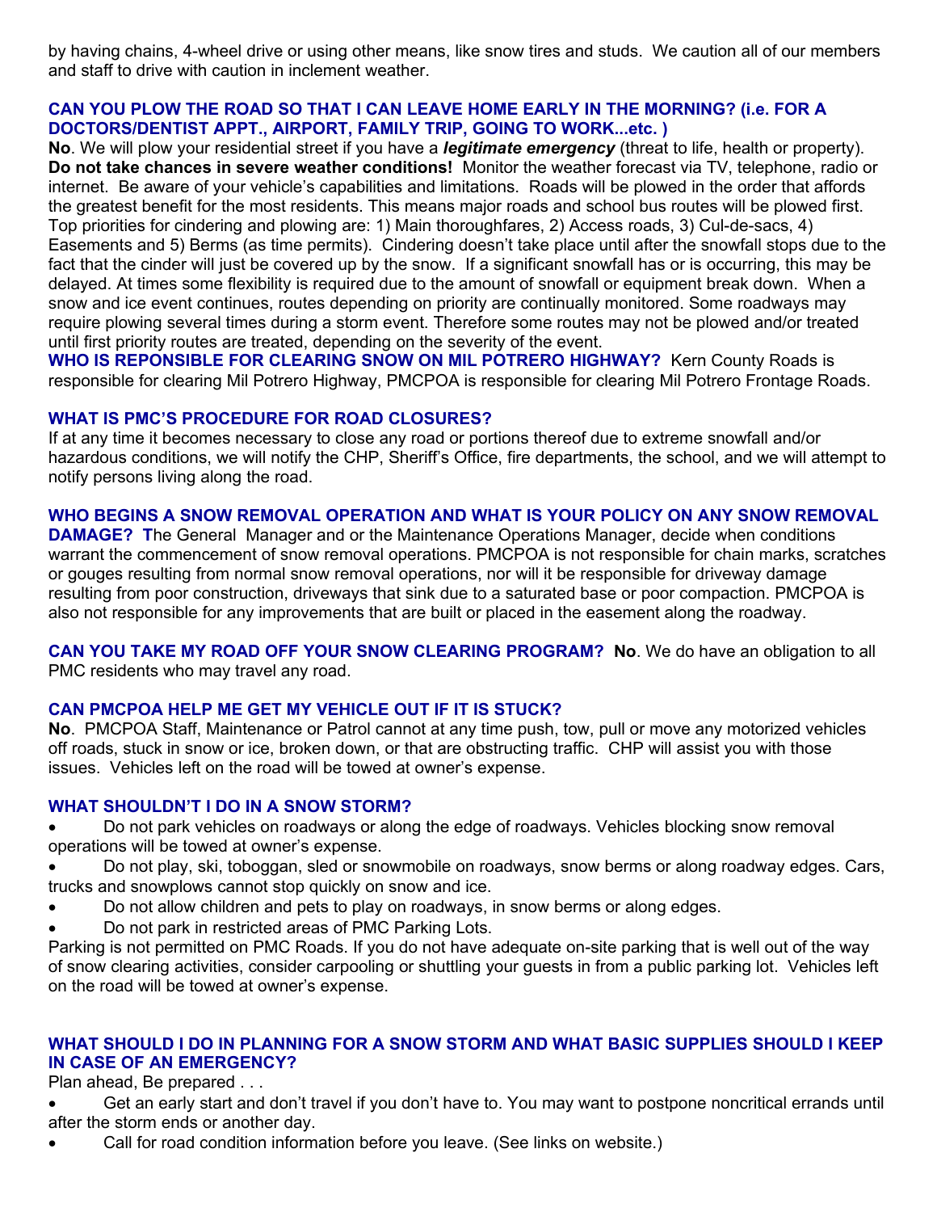by having chains, 4-wheel drive or using other means, like snow tires and studs. We caution all of our members and staff to drive with caution in inclement weather.

**CAN YOU PLOW THE ROAD SO THAT I CAN LEAVE HOME EARLY IN THE MORNING? (i.e. FOR A DOCTORS/DENTIST APPT., AIRPORT, FAMILY TRIP, GOING TO WORK...etc. )**

**No**. We will plow your residential street if you have a ***legitimate emergency*** (threat to life, health or property). **Do not take chances in severe weather conditions!** Monitor the weather forecast via TV, telephone, radio or internet. Be aware of your vehicle's capabilities and limitations. Roads will be plowed in the order that affords the greatest benefit for the most residents. This means major roads and school bus routes will be plowed first. Top priorities for cindering and plowing are: 1) Main thoroughfares, 2) Access roads, 3) Cul-de-sacs, 4) Easements and 5) Berms (as time permits). Cindering doesn't take place until after the snowfall stops due to the fact that the cinder will just be covered up by the snow. If a significant snowfall has or is occurring, this may be delayed. At times some flexibility is required due to the amount of snowfall or equipment break down. When a snow and ice event continues, routes depending on priority are continually monitored. Some roadways may require plowing several times during a storm event. Therefore some routes may not be plowed and/or treated until first priority routes are treated, depending on the severity of the event.

**WHO IS REPONSIBLE FOR CLEARING SNOW ON MIL POTRERO HIGHWAY?** Kern County Roads is responsible for clearing Mil Potrero Highway, PMCPOA is responsible for clearing Mil Potrero Frontage Roads.

**WHAT IS PMC'S PROCEDURE FOR ROAD CLOSURES?**

If at any time it becomes necessary to close any road or portions thereof due to extreme snowfall and/or hazardous conditions, we will notify the CHP, Sheriff's Office, fire departments, the school, and we will attempt to notify persons living along the road.

**WHO BEGINS A SNOW REMOVAL OPERATION AND WHAT IS YOUR POLICY ON ANY SNOW REMOVAL DAMAGE? T**he General Manager and or the Maintenance Operations Manager, decide when conditions warrant the commencement of snow removal operations. PMCPOA is not responsible for chain marks, scratches or gouges resulting from normal snow removal operations, nor will it be responsible for driveway damage resulting from poor construction, driveways that sink due to a saturated base or poor compaction. PMCPOA is also not responsible for any improvements that are built or placed in the easement along the roadway.

**CAN YOU TAKE MY ROAD OFF YOUR SNOW CLEARING PROGRAM? No**. We do have an obligation to all PMC residents who may travel any road.

**CAN PMCPOA HELP ME GET MY VEHICLE OUT IF IT IS STUCK?**

**No**. PMCPOA Staff, Maintenance or Patrol cannot at any time push, tow, pull or move any motorized vehicles off roads, stuck in snow or ice, broken down, or that are obstructing traffic. CHP will assist you with those issues. Vehicles left on the road will be towed at owner's expense.

**WHAT SHOULDN'T I DO IN A SNOW STORM?**

- Do not park vehicles on roadways or along the edge of roadways. Vehicles blocking snow removal operations will be towed at owner's expense.
- Do not play, ski, toboggan, sled or snowmobile on roadways, snow berms or along roadway edges. Cars, trucks and snowplows cannot stop quickly on snow and ice.
- Do not allow children and pets to play on roadways, in snow berms or along edges.
- Do not park in restricted areas of PMC Parking Lots.

Parking is not permitted on PMC Roads. If you do not have adequate on-site parking that is well out of the way of snow clearing activities, consider carpooling or shuttling your guests in from a public parking lot. Vehicles left on the road will be towed at owner's expense.

**WHAT SHOULD I DO IN PLANNING FOR A SNOW STORM AND WHAT BASIC SUPPLIES SHOULD I KEEP IN CASE OF AN EMERGENCY?**

Plan ahead, Be prepared . . .

- Get an early start and don't travel if you don't have to. You may want to postpone noncritical errands until after the storm ends or another day.
- Call for road condition information before you leave. (See links on website.)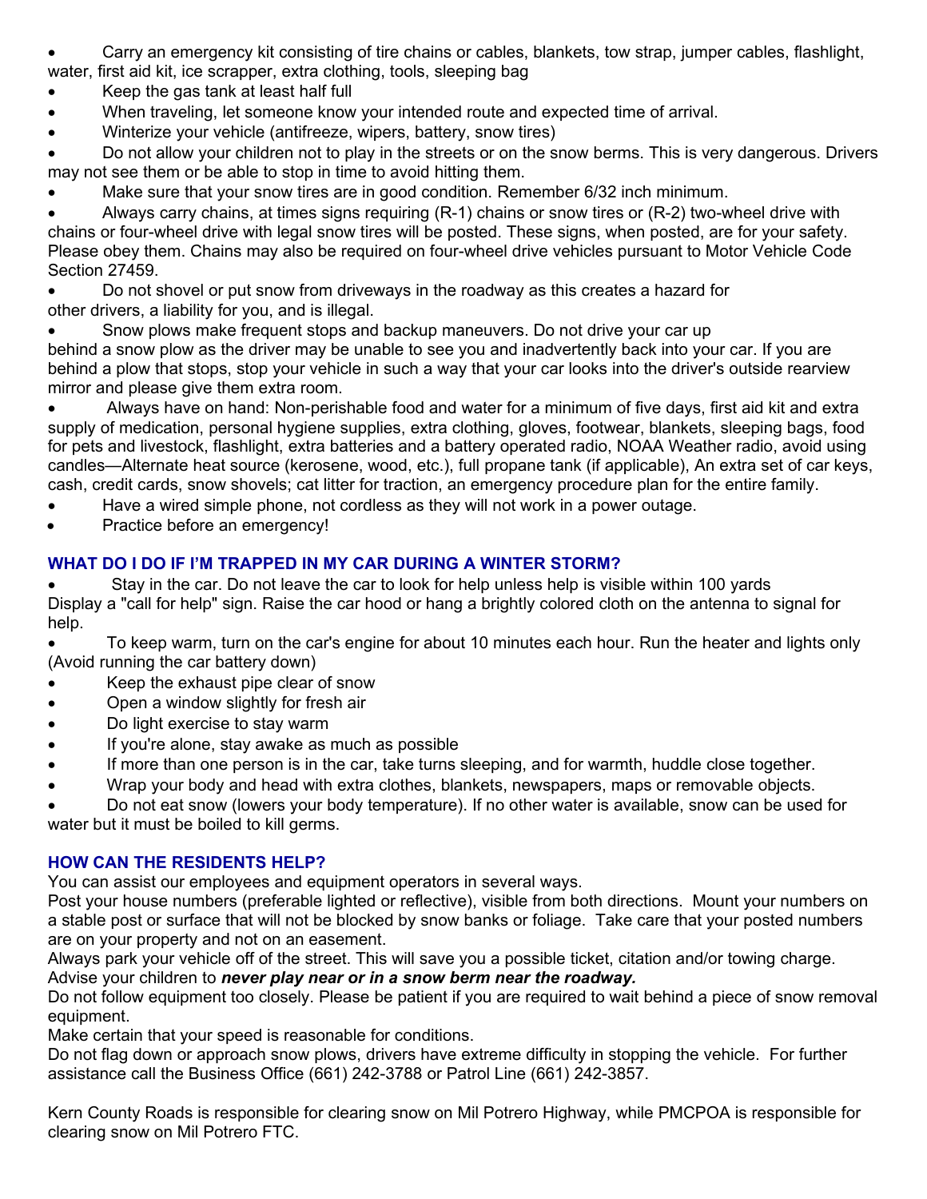- Carry an emergency kit consisting of tire chains or cables, blankets, tow strap, jumper cables, flashlight, water, first aid kit, ice scrapper, extra clothing, tools, sleeping bag
- Keep the gas tank at least half full
- When traveling, let someone know your intended route and expected time of arrival.
- Winterize your vehicle (antifreeze, wipers, battery, snow tires)
- Do not allow your children not to play in the streets or on the snow berms. This is very dangerous. Drivers may not see them or be able to stop in time to avoid hitting them.
- Make sure that your snow tires are in good condition. Remember 6/32 inch minimum.
- Always carry chains, at times signs requiring (R-1) chains or snow tires or (R-2) two-wheel drive with chains or four-wheel drive with legal snow tires will be posted. These signs, when posted, are for your safety. Please obey them. Chains may also be required on four-wheel drive vehicles pursuant to Motor Vehicle Code Section 27459.
- Do not shovel or put snow from driveways in the roadway as this creates a hazard for other drivers, a liability for you, and is illegal.
- Snow plows make frequent stops and backup maneuvers. Do not drive your car up behind a snow plow as the driver may be unable to see you and inadvertently back into your car. If you are behind a plow that stops, stop your vehicle in such a way that your car looks into the driver's outside rearview mirror and please give them extra room.
- Always have on hand: Non-perishable food and water for a minimum of five days, first aid kit and extra supply of medication, personal hygiene supplies, extra clothing, gloves, footwear, blankets, sleeping bags, food for pets and livestock, flashlight, extra batteries and a battery operated radio, NOAA Weather radio, avoid using candles—Alternate heat source (kerosene, wood, etc.), full propane tank (if applicable), An extra set of car keys, cash, credit cards, snow shovels; cat litter for traction, an emergency procedure plan for the entire family.
- Have a wired simple phone, not cordless as they will not work in a power outage.
- Practice before an emergency!

### WHAT DO I DO IF I'M TRAPPED IN MY CAR DURING A WINTER STORM?

- Stay in the car. Do not leave the car to look for help unless help is visible within 100 yards Display a "call for help" sign. Raise the car hood or hang a brightly colored cloth on the antenna to signal for help.
- To keep warm, turn on the car's engine for about 10 minutes each hour. Run the heater and lights only (Avoid running the car battery down)
- Keep the exhaust pipe clear of snow
- Open a window slightly for fresh air
- Do light exercise to stay warm
- If you're alone, stay awake as much as possible
- If more than one person is in the car, take turns sleeping, and for warmth, huddle close together.
- Wrap your body and head with extra clothes, blankets, newspapers, maps or removable objects.
- Do not eat snow (lowers your body temperature). If no other water is available, snow can be used for water but it must be boiled to kill germs.

### HOW CAN THE RESIDENTS HELP?

You can assist our employees and equipment operators in several ways.

Post your house numbers (preferable lighted or reflective), visible from both directions. Mount your numbers on a stable post or surface that will not be blocked by snow banks or foliage. Take care that your posted numbers are on your property and not on an easement.

Always park your vehicle off of the street. This will save you a possible ticket, citation and/or towing charge.

Advise your children to ***never play near or in a snow berm near the roadway.***

Do not follow equipment too closely. Please be patient if you are required to wait behind a piece of snow removal equipment.

Make certain that your speed is reasonable for conditions.

Do not flag down or approach snow plows, drivers have extreme difficulty in stopping the vehicle. For further assistance call the Business Office (661) 242-3788 or Patrol Line (661) 242-3857.

Kern County Roads is responsible for clearing snow on Mil Potrero Highway, while PMCPOA is responsible for clearing snow on Mil Potrero FTC.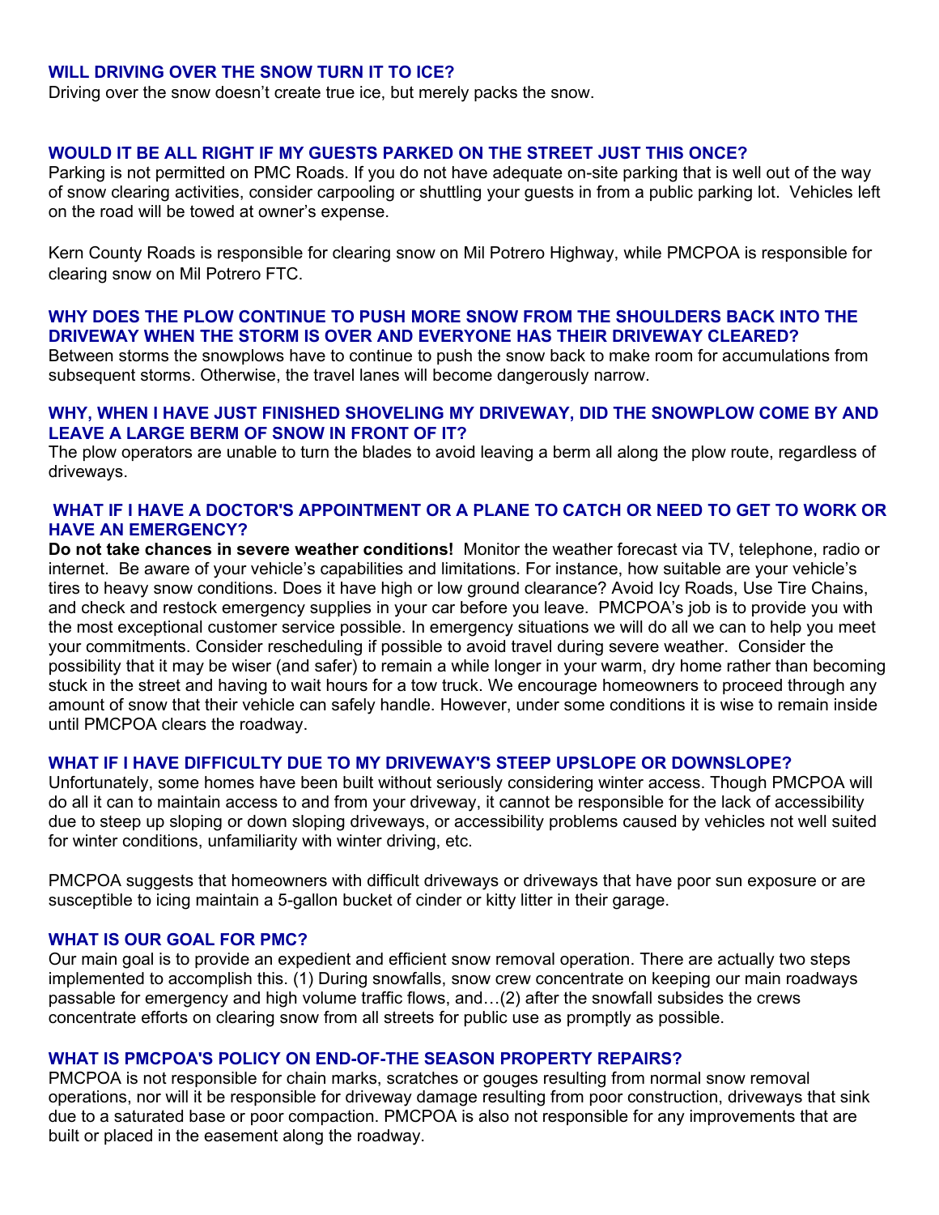### WILL DRIVING OVER THE SNOW TURN IT TO ICE?

Driving over the snow doesn't create true ice, but merely packs the snow.

### WOULD IT BE ALL RIGHT IF MY GUESTS PARKED ON THE STREET JUST THIS ONCE?

Parking is not permitted on PMC Roads. If you do not have adequate on-site parking that is well out of the way of snow clearing activities, consider carpooling or shuttling your guests in from a public parking lot. Vehicles left on the road will be towed at owner's expense.

Kern County Roads is responsible for clearing snow on Mil Potrero Highway, while PMCPOA is responsible for clearing snow on Mil Potrero FTC.

### WHY DOES THE PLOW CONTINUE TO PUSH MORE SNOW FROM THE SHOULDERS BACK INTO THE DRIVEWAY WHEN THE STORM IS OVER AND EVERYONE HAS THEIR DRIVEWAY CLEARED?

Between storms the snowplows have to continue to push the snow back to make room for accumulations from subsequent storms. Otherwise, the travel lanes will become dangerously narrow.

### WHY, WHEN I HAVE JUST FINISHED SHOVELING MY DRIVEWAY, DID THE SNOWPLOW COME BY AND LEAVE A LARGE BERM OF SNOW IN FRONT OF IT?

The plow operators are unable to turn the blades to avoid leaving a berm all along the plow route, regardless of driveways.

### WHAT IF I HAVE A DOCTOR'S APPOINTMENT OR A PLANE TO CATCH OR NEED TO GET TO WORK OR HAVE AN EMERGENCY?

**Do not take chances in severe weather conditions!** Monitor the weather forecast via TV, telephone, radio or internet. Be aware of your vehicle's capabilities and limitations. For instance, how suitable are your vehicle's tires to heavy snow conditions. Does it have high or low ground clearance? Avoid Icy Roads, Use Tire Chains, and check and restock emergency supplies in your car before you leave. PMCPOA's job is to provide you with the most exceptional customer service possible. In emergency situations we will do all we can to help you meet your commitments. Consider rescheduling if possible to avoid travel during severe weather. Consider the possibility that it may be wiser (and safer) to remain a while longer in your warm, dry home rather than becoming stuck in the street and having to wait hours for a tow truck. We encourage homeowners to proceed through any amount of snow that their vehicle can safely handle. However, under some conditions it is wise to remain inside until PMCPOA clears the roadway.

### WHAT IF I HAVE DIFFICULTY DUE TO MY DRIVEWAY'S STEEP UPSLOPE OR DOWNSLOPE?

Unfortunately, some homes have been built without seriously considering winter access. Though PMCPOA will do all it can to maintain access to and from your driveway, it cannot be responsible for the lack of accessibility due to steep up sloping or down sloping driveways, or accessibility problems caused by vehicles not well suited for winter conditions, unfamiliarity with winter driving, etc.

PMCPOA suggests that homeowners with difficult driveways or driveways that have poor sun exposure or are susceptible to icing maintain a 5-gallon bucket of cinder or kitty litter in their garage.

### WHAT IS OUR GOAL FOR PMC?

Our main goal is to provide an expedient and efficient snow removal operation. There are actually two steps implemented to accomplish this. (1) During snowfalls, snow crew concentrate on keeping our main roadways passable for emergency and high volume traffic flows, and…(2) after the snowfall subsides the crews concentrate efforts on clearing snow from all streets for public use as promptly as possible.

### WHAT IS PMCPOA'S POLICY ON END-OF-THE SEASON PROPERTY REPAIRS?

PMCPOA is not responsible for chain marks, scratches or gouges resulting from normal snow removal operations, nor will it be responsible for driveway damage resulting from poor construction, driveways that sink due to a saturated base or poor compaction. PMCPOA is also not responsible for any improvements that are built or placed in the easement along the roadway.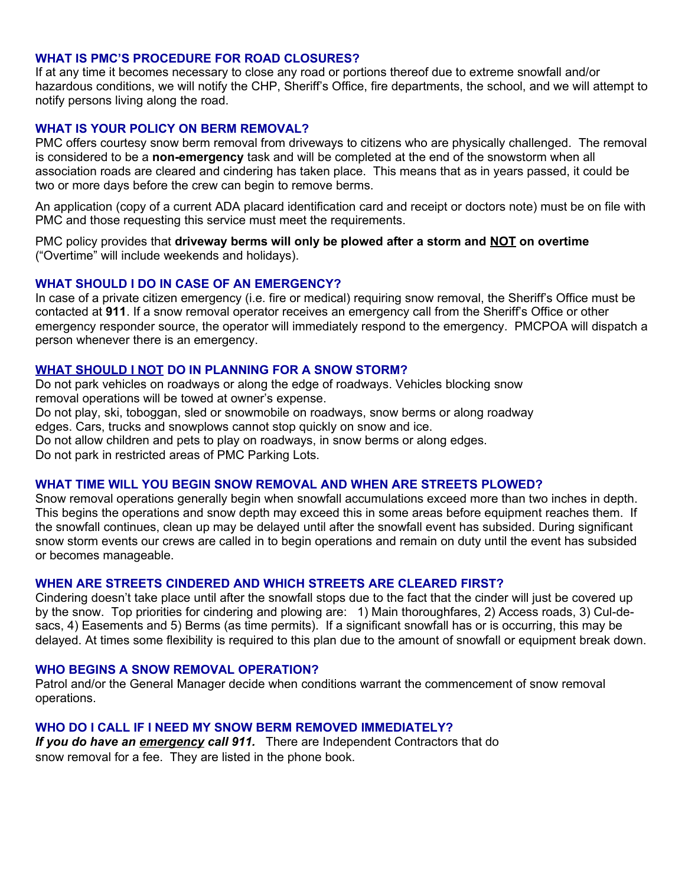### WHAT IS PMC'S PROCEDURE FOR ROAD CLOSURES?

If at any time it becomes necessary to close any road or portions thereof due to extreme snowfall and/or hazardous conditions, we will notify the CHP, Sheriff's Office, fire departments, the school, and we will attempt to notify persons living along the road.

### WHAT IS YOUR POLICY ON BERM REMOVAL?

PMC offers courtesy snow berm removal from driveways to citizens who are physically challenged. The removal is considered to be a **non-emergency** task and will be completed at the end of the snowstorm when all association roads are cleared and cindering has taken place. This means that as in years passed, it could be two or more days before the crew can begin to remove berms.

An application (copy of a current ADA placard identification card and receipt or doctors note) must be on file with PMC and those requesting this service must meet the requirements.

PMC policy provides that **driveway berms will only be plowed after a storm and <u>NOT</u> on overtime** ("Overtime" will include weekends and holidays).

### WHAT SHOULD I DO IN CASE OF AN EMERGENCY?

In case of a private citizen emergency (i.e. fire or medical) requiring snow removal, the Sheriff's Office must be contacted at **911**. If a snow removal operator receives an emergency call from the Sheriff's Office or other emergency responder source, the operator will immediately respond to the emergency. PMCPOA will dispatch a person whenever there is an emergency.

### <u>WHAT SHOULD I NOT</u> DO IN PLANNING FOR A SNOW STORM?

Do not park vehicles on roadways or along the edge of roadways. Vehicles blocking snow removal operations will be towed at owner's expense.
Do not play, ski, toboggan, sled or snowmobile on roadways, snow berms or along roadway edges. Cars, trucks and snowplows cannot stop quickly on snow and ice.
Do not allow children and pets to play on roadways, in snow berms or along edges.
Do not park in restricted areas of PMC Parking Lots.

### WHAT TIME WILL YOU BEGIN SNOW REMOVAL AND WHEN ARE STREETS PLOWED?

Snow removal operations generally begin when snowfall accumulations exceed more than two inches in depth. This begins the operations and snow depth may exceed this in some areas before equipment reaches them. If the snowfall continues, clean up may be delayed until after the snowfall event has subsided. During significant snow storm events our crews are called in to begin operations and remain on duty until the event has subsided or becomes manageable.

### WHEN ARE STREETS CINDERED AND WHICH STREETS ARE CLEARED FIRST?

Cindering doesn't take place until after the snowfall stops due to the fact that the cinder will just be covered up by the snow. Top priorities for cindering and plowing are: 1) Main thoroughfares, 2) Access roads, 3) Cul-de-sacs, 4) Easements and 5) Berms (as time permits). If a significant snowfall has or is occurring, this may be delayed. At times some flexibility is required to this plan due to the amount of snowfall or equipment break down.

### WHO BEGINS A SNOW REMOVAL OPERATION?

Patrol and/or the General Manager decide when conditions warrant the commencement of snow removal operations.

### WHO DO I CALL IF I NEED MY SNOW BERM REMOVED IMMEDIATELY?

***If you do have an <u>emergency</u> call 911.*** There are Independent Contractors that do snow removal for a fee. They are listed in the phone book.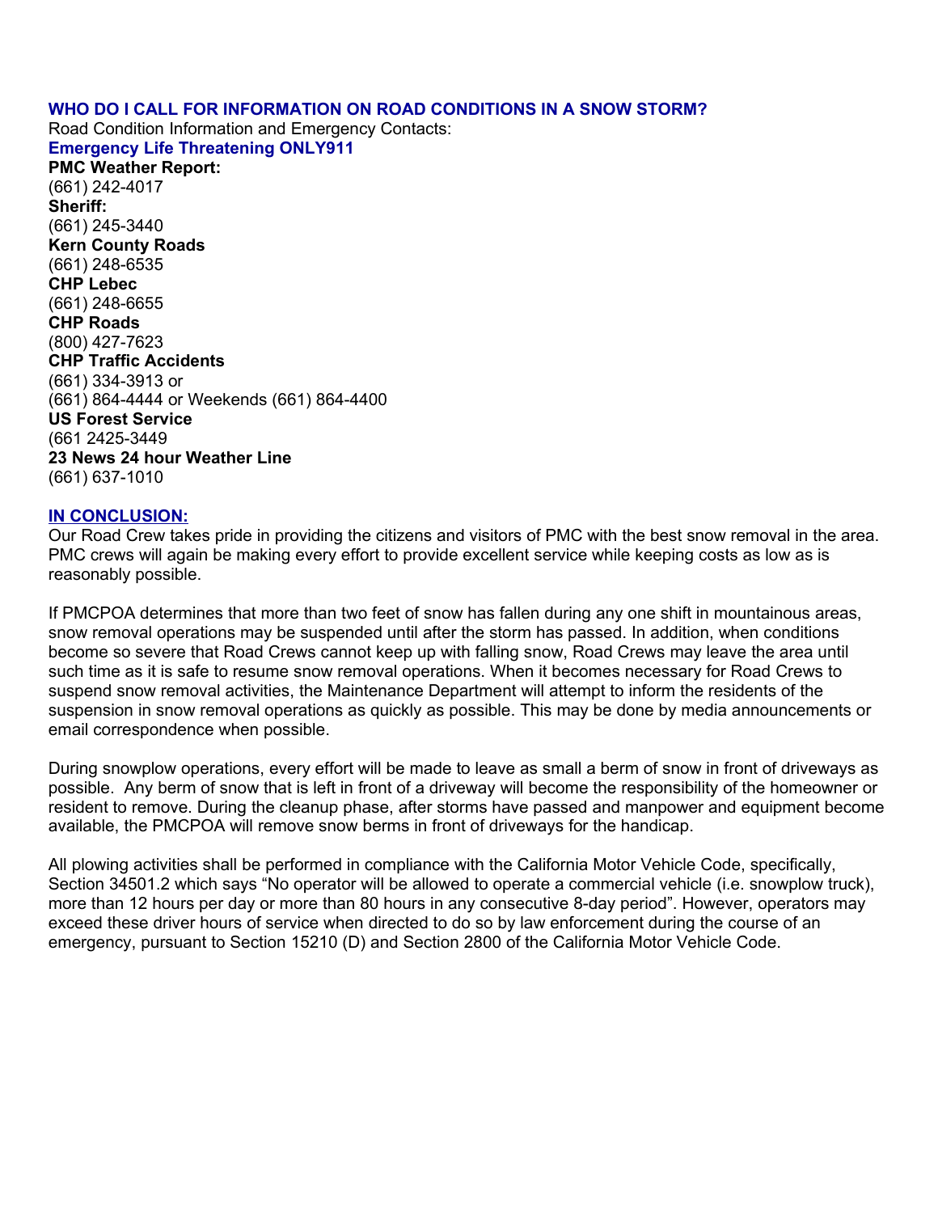## WHO DO I CALL FOR INFORMATION ON ROAD CONDITIONS IN A SNOW STORM?

Road Condition Information and Emergency Contacts:

**Emergency Life Threatening ONLY911**

**PMC Weather Report:**
(661) 242-4017

**Sheriff:**
(661) 245-3440

**Kern County Roads**
(661) 248-6535

**CHP Lebec**
(661) 248-6655

**CHP Roads**
(800) 427-7623

**CHP Traffic Accidents**
(661) 334-3913 or
(661) 864-4444 or Weekends (661) 864-4400

**US Forest Service**
(661 2425-3449

**23 News 24 hour Weather Line**
(661) 637-1010

## IN CONCLUSION:

Our Road Crew takes pride in providing the citizens and visitors of PMC with the best snow removal in the area. PMC crews will again be making every effort to provide excellent service while keeping costs as low as is reasonably possible.

If PMCPOA determines that more than two feet of snow has fallen during any one shift in mountainous areas, snow removal operations may be suspended until after the storm has passed. In addition, when conditions become so severe that Road Crews cannot keep up with falling snow, Road Crews may leave the area until such time as it is safe to resume snow removal operations. When it becomes necessary for Road Crews to suspend snow removal activities, the Maintenance Department will attempt to inform the residents of the suspension in snow removal operations as quickly as possible. This may be done by media announcements or email correspondence when possible.

During snowplow operations, every effort will be made to leave as small a berm of snow in front of driveways as possible. Any berm of snow that is left in front of a driveway will become the responsibility of the homeowner or resident to remove. During the cleanup phase, after storms have passed and manpower and equipment become available, the PMCPOA will remove snow berms in front of driveways for the handicap.

All plowing activities shall be performed in compliance with the California Motor Vehicle Code, specifically, Section 34501.2 which says "No operator will be allowed to operate a commercial vehicle (i.e. snowplow truck), more than 12 hours per day or more than 80 hours in any consecutive 8-day period". However, operators may exceed these driver hours of service when directed to do so by law enforcement during the course of an emergency, pursuant to Section 15210 (D) and Section 2800 of the California Motor Vehicle Code.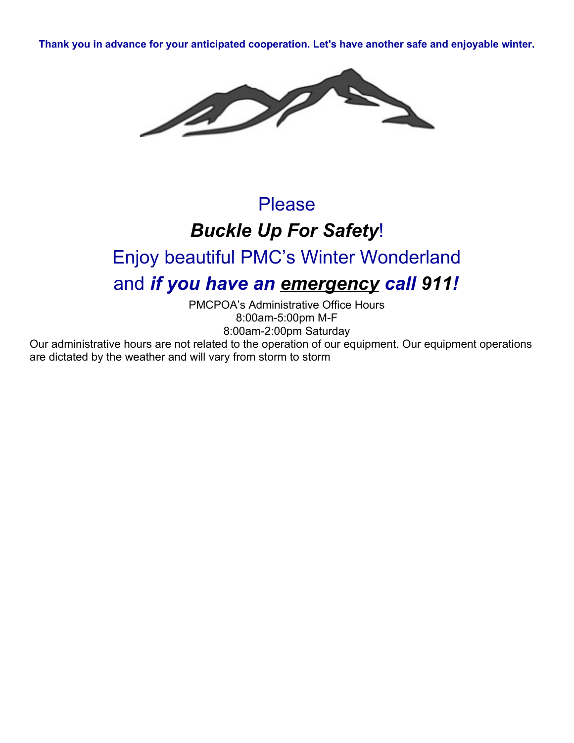**Thank you in advance for your anticipated cooperation. Let's have another safe and enjoyable winter.**

Please

***Buckle Up For Safety***!

Enjoy beautiful PMC's Winter Wonderland

and ***if you have an emergency call 911!***

PMCPOA's Administrative Office Hours
8:00am-5:00pm M-F
8:00am-2:00pm Saturday

Our administrative hours are not related to the operation of our equipment. Our equipment operations are dictated by the weather and will vary from storm to storm